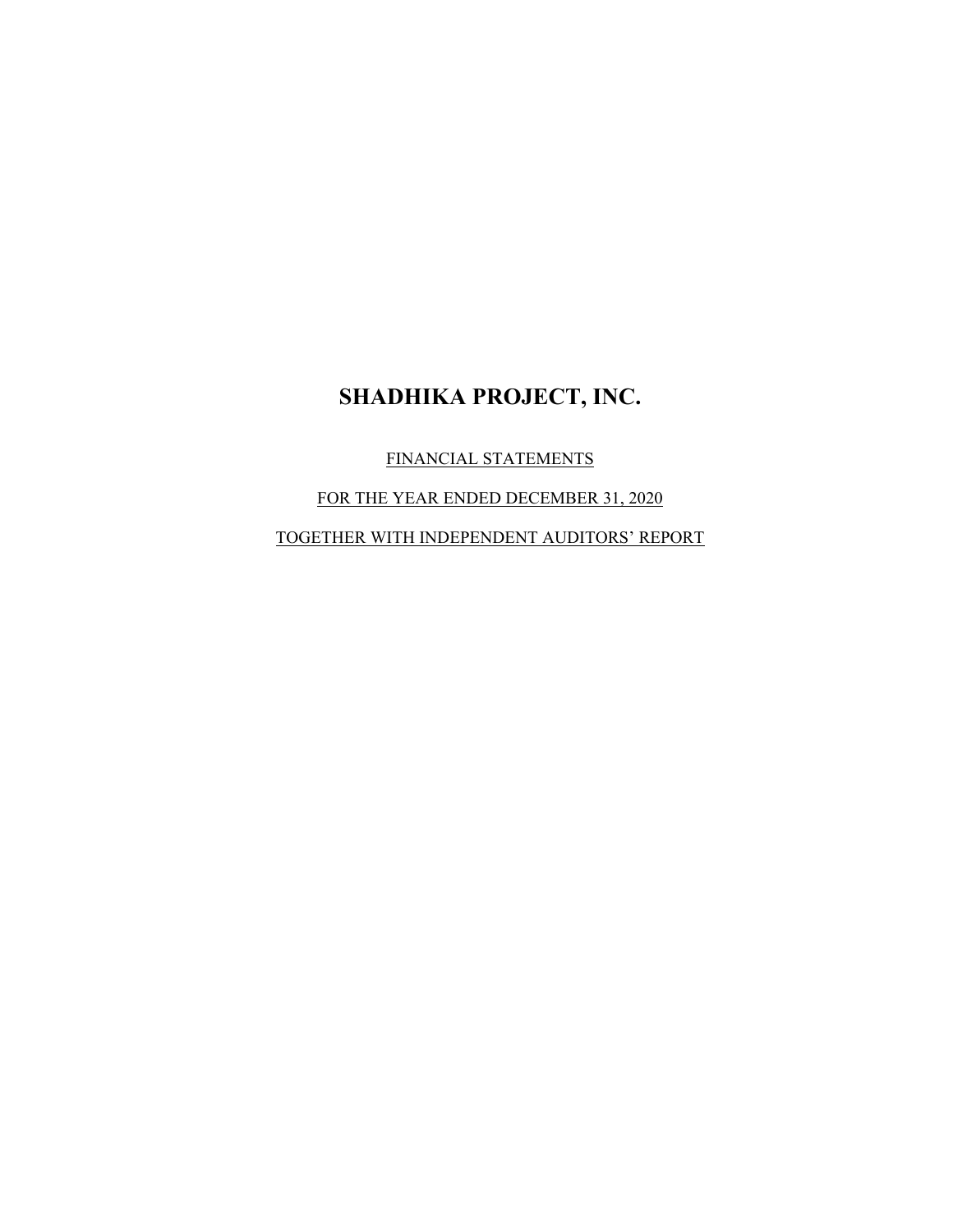# SHADHIKA PROJECT, INC.

FINANCIAL STATEMENTS

FOR THE YEAR ENDED DECEMBER 31, 2020

TOGETHER WITH INDEPENDENT AUDITORS' REPORT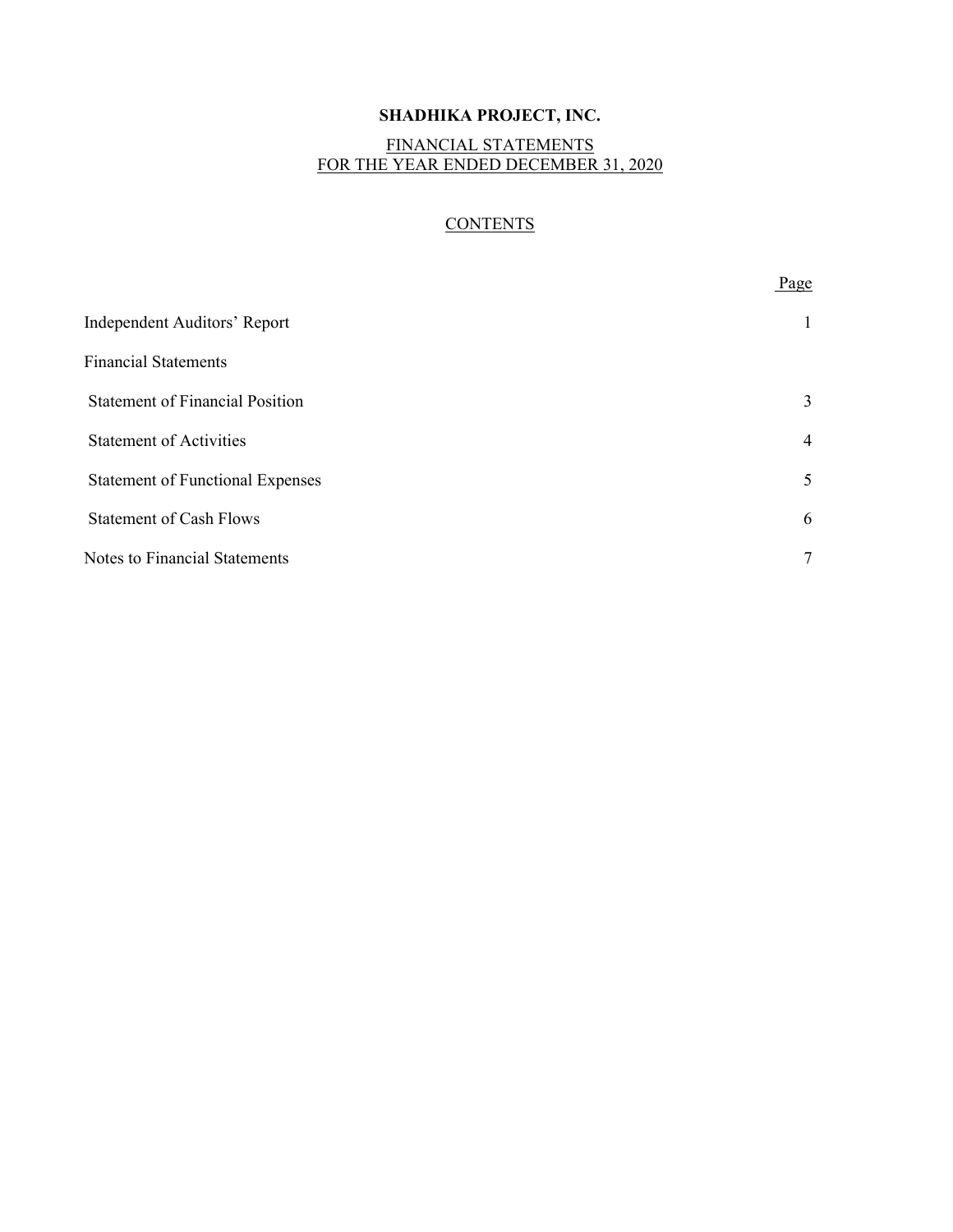# SHADHIKA PROJECT, INC.

FINANCIAL STATEMENTS
FOR THE YEAR ENDED DECEMBER 31, 2020

## CONTENTS

| | Page |
|---|---|
| Independent Auditors' Report | 1 |
| Financial Statements | |
| Statement of Financial Position | 3 |
| Statement of Activities | 4 |
| Statement of Functional Expenses | 5 |
| Statement of Cash Flows | 6 |
| Notes to Financial Statements | 7 |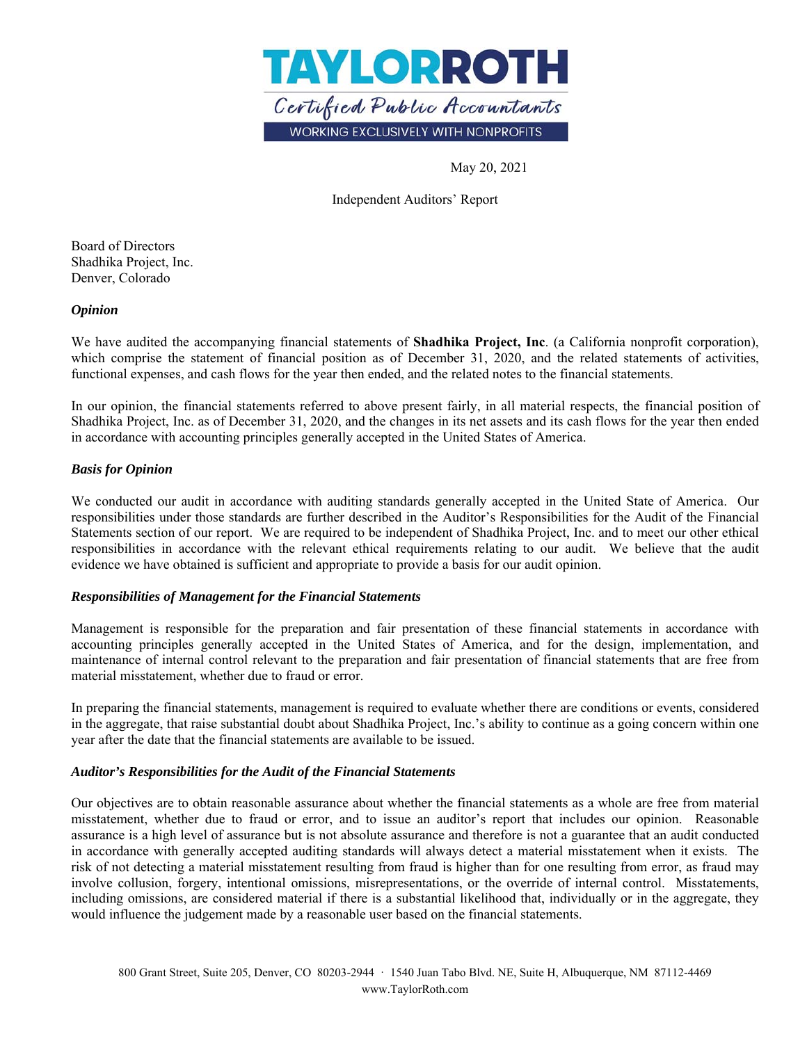May 20, 2021

Independent Auditors' Report

Board of Directors
Shadhika Project, Inc.
Denver, Colorado

***Opinion***

We have audited the accompanying financial statements of **Shadhika Project, Inc**. (a California nonprofit corporation), which comprise the statement of financial position as of December 31, 2020, and the related statements of activities, functional expenses, and cash flows for the year then ended, and the related notes to the financial statements.

In our opinion, the financial statements referred to above present fairly, in all material respects, the financial position of Shadhika Project, Inc. as of December 31, 2020, and the changes in its net assets and its cash flows for the year then ended in accordance with accounting principles generally accepted in the United States of America.

***Basis for Opinion***

We conducted our audit in accordance with auditing standards generally accepted in the United State of America. Our responsibilities under those standards are further described in the Auditor's Responsibilities for the Audit of the Financial Statements section of our report. We are required to be independent of Shadhika Project, Inc. and to meet our other ethical responsibilities in accordance with the relevant ethical requirements relating to our audit. We believe that the audit evidence we have obtained is sufficient and appropriate to provide a basis for our audit opinion.

***Responsibilities of Management for the Financial Statements***

Management is responsible for the preparation and fair presentation of these financial statements in accordance with accounting principles generally accepted in the United States of America, and for the design, implementation, and maintenance of internal control relevant to the preparation and fair presentation of financial statements that are free from material misstatement, whether due to fraud or error.

In preparing the financial statements, management is required to evaluate whether there are conditions or events, considered in the aggregate, that raise substantial doubt about Shadhika Project, Inc.'s ability to continue as a going concern within one year after the date that the financial statements are available to be issued.

***Auditor's Responsibilities for the Audit of the Financial Statements***

Our objectives are to obtain reasonable assurance about whether the financial statements as a whole are free from material misstatement, whether due to fraud or error, and to issue an auditor's report that includes our opinion. Reasonable assurance is a high level of assurance but is not absolute assurance and therefore is not a guarantee that an audit conducted in accordance with generally accepted auditing standards will always detect a material misstatement when it exists. The risk of not detecting a material misstatement resulting from fraud is higher than for one resulting from error, as fraud may involve collusion, forgery, intentional omissions, misrepresentations, or the override of internal control. Misstatements, including omissions, are considered material if there is a substantial likelihood that, individually or in the aggregate, they would influence the judgement made by a reasonable user based on the financial statements.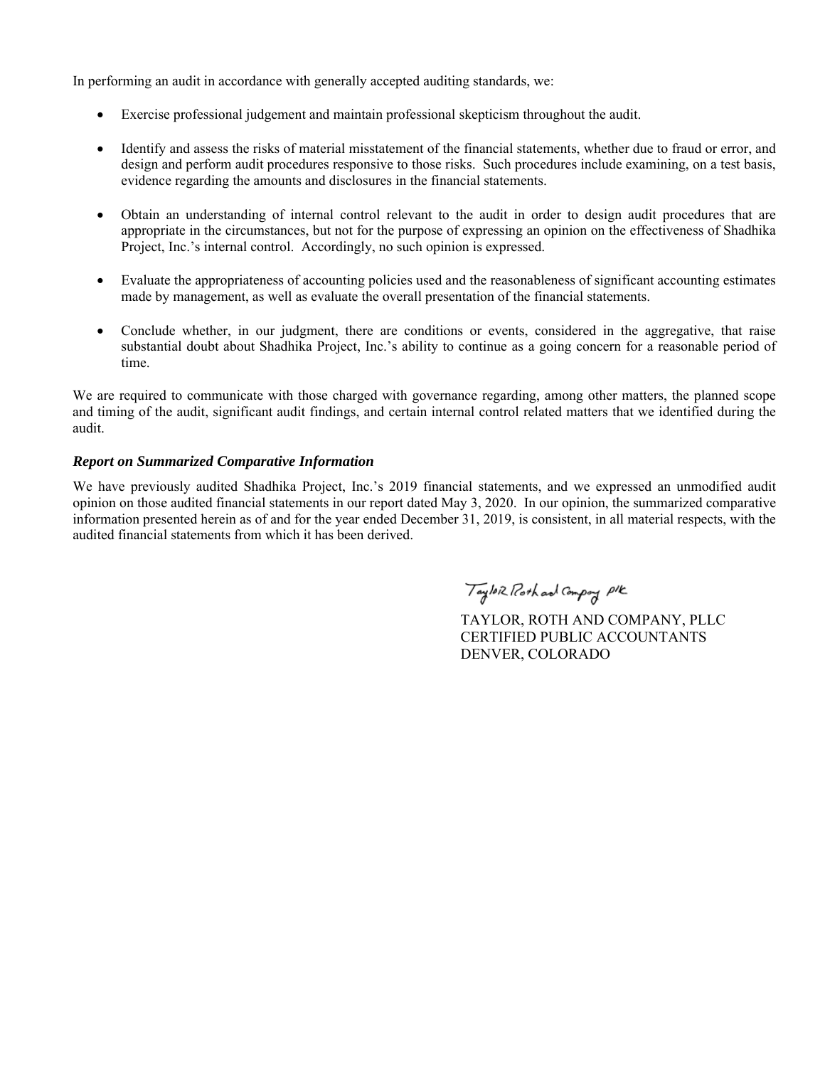In performing an audit in accordance with generally accepted auditing standards, we:

- Exercise professional judgement and maintain professional skepticism throughout the audit.
- Identify and assess the risks of material misstatement of the financial statements, whether due to fraud or error, and design and perform audit procedures responsive to those risks. Such procedures include examining, on a test basis, evidence regarding the amounts and disclosures in the financial statements.
- Obtain an understanding of internal control relevant to the audit in order to design audit procedures that are appropriate in the circumstances, but not for the purpose of expressing an opinion on the effectiveness of Shadhika Project, Inc.'s internal control. Accordingly, no such opinion is expressed.
- Evaluate the appropriateness of accounting policies used and the reasonableness of significant accounting estimates made by management, as well as evaluate the overall presentation of the financial statements.
- Conclude whether, in our judgment, there are conditions or events, considered in the aggregative, that raise substantial doubt about Shadhika Project, Inc.'s ability to continue as a going concern for a reasonable period of time.

We are required to communicate with those charged with governance regarding, among other matters, the planned scope and timing of the audit, significant audit findings, and certain internal control related matters that we identified during the audit.

***Report on Summarized Comparative Information***

We have previously audited Shadhika Project, Inc.'s 2019 financial statements, and we expressed an unmodified audit opinion on those audited financial statements in our report dated May 3, 2020. In our opinion, the summarized comparative information presented herein as of and for the year ended December 31, 2019, is consistent, in all material respects, with the audited financial statements from which it has been derived.

Taylor Roth and Company PLLC

TAYLOR, ROTH AND COMPANY, PLLC
CERTIFIED PUBLIC ACCOUNTANTS
DENVER, COLORADO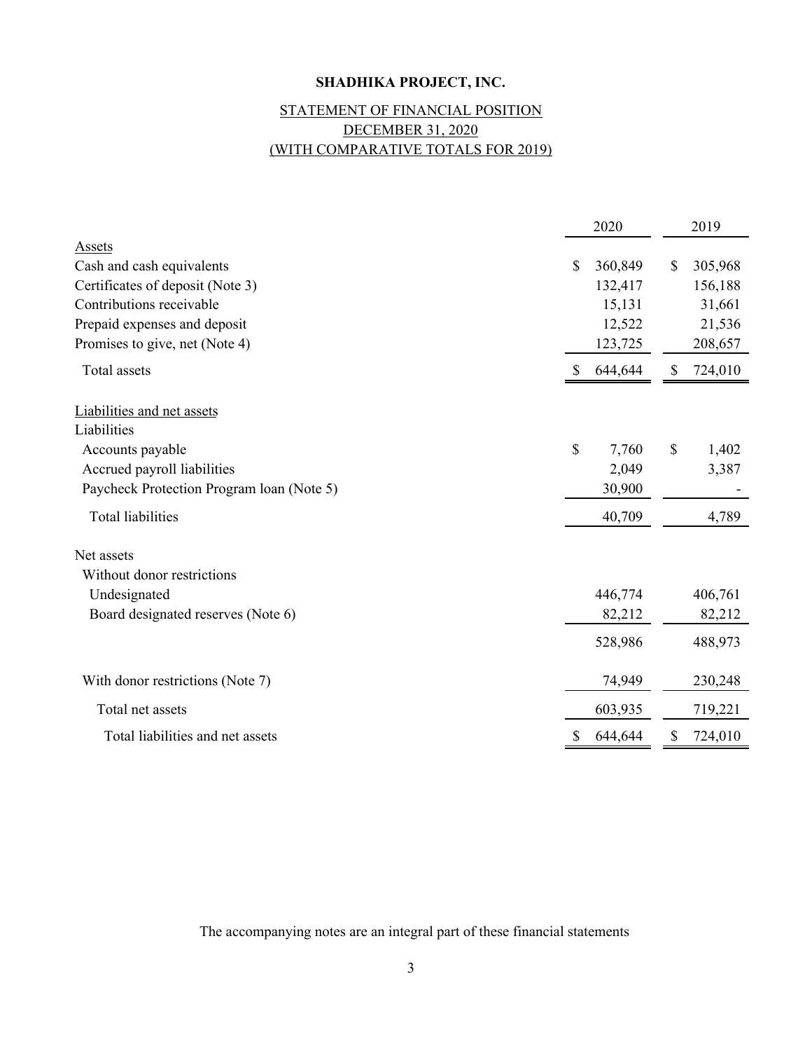**SHADHIKA PROJECT, INC.**

STATEMENT OF FINANCIAL POSITION
DECEMBER 31, 2020
(WITH COMPARATIVE TOTALS FOR 2019)

| | 2020 | 2019 |
|---|---|---|
| Assets | | |
| Cash and cash equivalents | $ 360,849 | $ 305,968 |
| Certificates of deposit (Note 3) | 132,417 | 156,188 |
| Contributions receivable | 15,131 | 31,661 |
| Prepaid expenses and deposit | 12,522 | 21,536 |
| Promises to give, net (Note 4) | 123,725 | 208,657 |
| Total assets | $ 644,644 | $ 724,010 |
| Liabilities and net assets | | |
| Liabilities | | |
| Accounts payable | $ 7,760 | $ 1,402 |
| Accrued payroll liabilities | 2,049 | 3,387 |
| Paycheck Protection Program loan (Note 5) | 30,900 | - |
| Total liabilities | 40,709 | 4,789 |
| Net assets | | |
| Without donor restrictions | | |
| Undesignated | 446,774 | 406,761 |
| Board designated reserves (Note 6) | 82,212 | 82,212 |
| | 528,986 | 488,973 |
| With donor restrictions (Note 7) | 74,949 | 230,248 |
| Total net assets | 603,935 | 719,221 |
| Total liabilities and net assets | $ 644,644 | $ 724,010 |

The accompanying notes are an integral part of these financial statements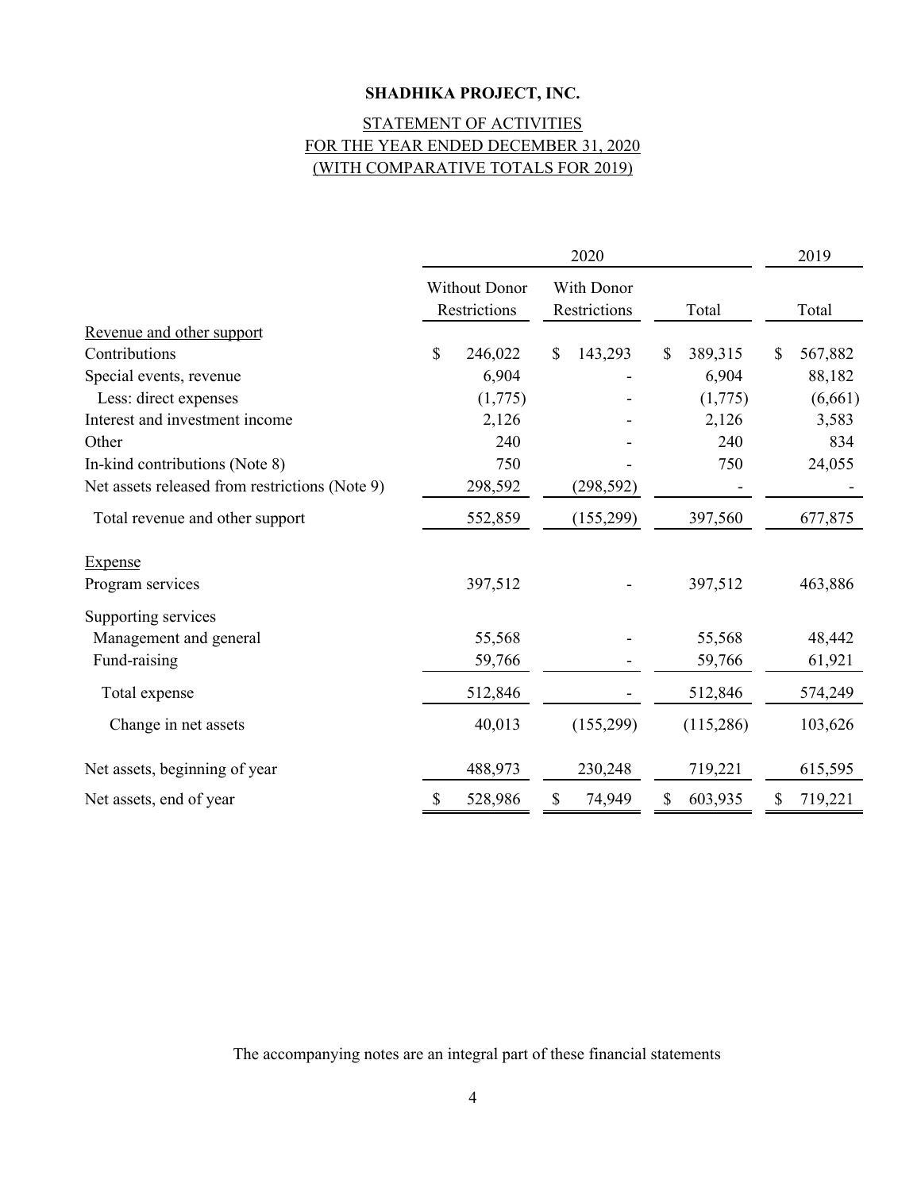**SHADHIKA PROJECT, INC.**

STATEMENT OF ACTIVITIES
FOR THE YEAR ENDED DECEMBER 31, 2020
(WITH COMPARATIVE TOTALS FOR 2019)

| | 2020 | | | 2019 |
|---|---|---|---|---|
| | Without Donor Restrictions | With Donor Restrictions | Total | Total |
| Revenue and other support | | | | |
| Contributions | $ 246,022 | $ 143,293 | $ 389,315 | $ 567,882 |
| Special events, revenue | 6,904 | - | 6,904 | 88,182 |
| Less: direct expenses | (1,775) | - | (1,775) | (6,661) |
| Interest and investment income | 2,126 | - | 2,126 | 3,583 |
| Other | 240 | - | 240 | 834 |
| In-kind contributions (Note 8) | 750 | - | 750 | 24,055 |
| Net assets released from restrictions (Note 9) | 298,592 | (298,592) | - | - |
| Total revenue and other support | 552,859 | (155,299) | 397,560 | 677,875 |
| Expense | | | | |
| Program services | 397,512 | - | 397,512 | 463,886 |
| Supporting services | | | | |
| Management and general | 55,568 | - | 55,568 | 48,442 |
| Fund-raising | 59,766 | - | 59,766 | 61,921 |
| Total expense | 512,846 | - | 512,846 | 574,249 |
| Change in net assets | 40,013 | (155,299) | (115,286) | 103,626 |
| Net assets, beginning of year | 488,973 | 230,248 | 719,221 | 615,595 |
| Net assets, end of year | $ 528,986 | $ 74,949 | $ 603,935 | $ 719,221 |

The accompanying notes are an integral part of these financial statements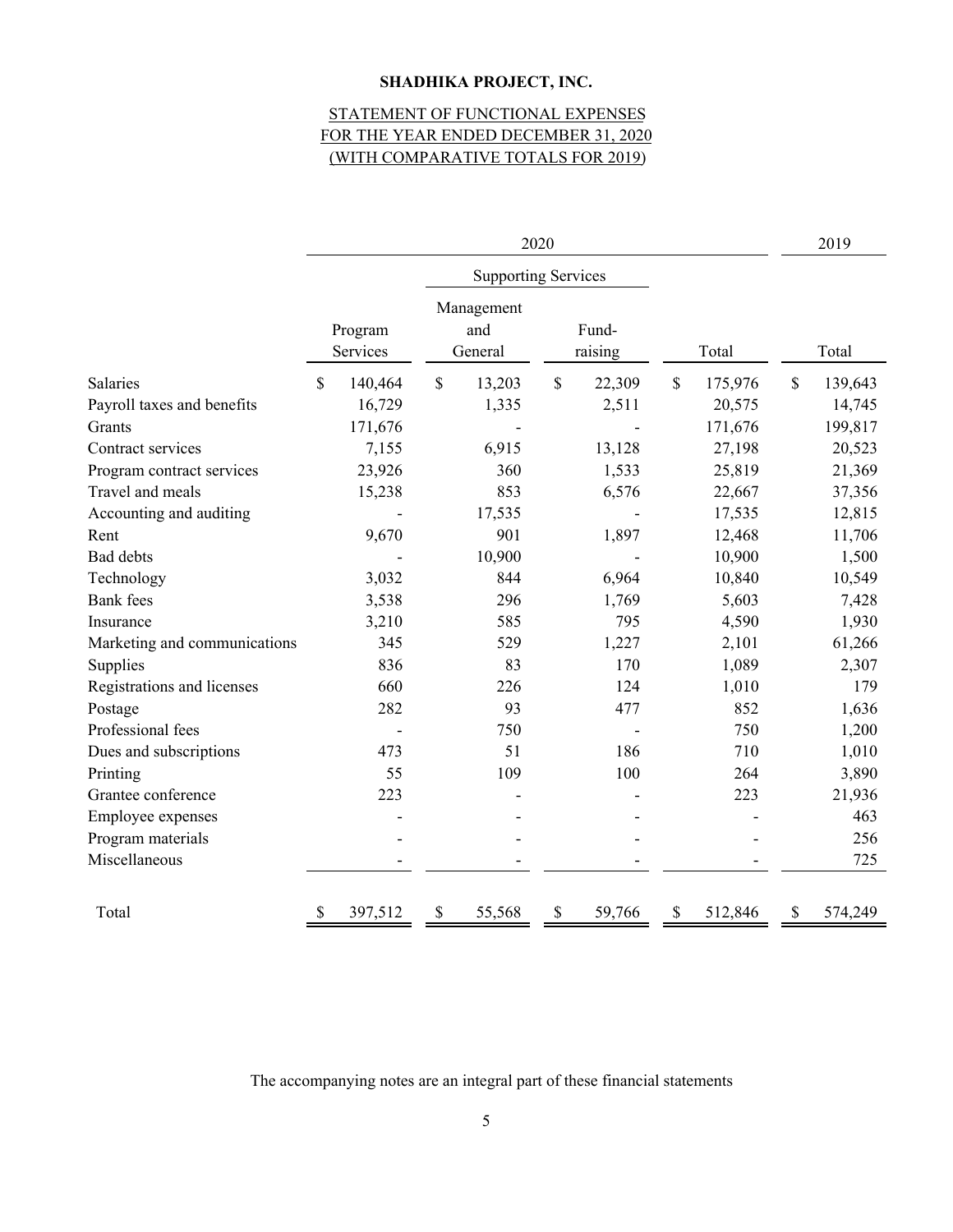**SHADHIKA PROJECT, INC.**

STATEMENT OF FUNCTIONAL EXPENSES
FOR THE YEAR ENDED DECEMBER 31, 2020
(WITH COMPARATIVE TOTALS FOR 2019)

| | 2020 | | | | 2019 |
|---|---|---|---|---|---|
| | | Supporting Services | | | |
| | Program Services | Management and General | Fund-raising | Total | Total |
| Salaries | $ 140,464 | $ 13,203 | $ 22,309 | $ 175,976 | $ 139,643 |
| Payroll taxes and benefits | 16,729 | 1,335 | 2,511 | 20,575 | 14,745 |
| Grants | 171,676 | - | - | 171,676 | 199,817 |
| Contract services | 7,155 | 6,915 | 13,128 | 27,198 | 20,523 |
| Program contract services | 23,926 | 360 | 1,533 | 25,819 | 21,369 |
| Travel and meals | 15,238 | 853 | 6,576 | 22,667 | 37,356 |
| Accounting and auditing | - | 17,535 | - | 17,535 | 12,815 |
| Rent | 9,670 | 901 | 1,897 | 12,468 | 11,706 |
| Bad debts | - | 10,900 | - | 10,900 | 1,500 |
| Technology | 3,032 | 844 | 6,964 | 10,840 | 10,549 |
| Bank fees | 3,538 | 296 | 1,769 | 5,603 | 7,428 |
| Insurance | 3,210 | 585 | 795 | 4,590 | 1,930 |
| Marketing and communications | 345 | 529 | 1,227 | 2,101 | 61,266 |
| Supplies | 836 | 83 | 170 | 1,089 | 2,307 |
| Registrations and licenses | 660 | 226 | 124 | 1,010 | 179 |
| Postage | 282 | 93 | 477 | 852 | 1,636 |
| Professional fees | - | 750 | - | 750 | 1,200 |
| Dues and subscriptions | 473 | 51 | 186 | 710 | 1,010 |
| Printing | 55 | 109 | 100 | 264 | 3,890 |
| Grantee conference | 223 | - | - | 223 | 21,936 |
| Employee expenses | - | - | - | - | 463 |
| Program materials | - | - | - | - | 256 |
| Miscellaneous | - | - | - | - | 725 |
| Total | $ 397,512 | $ 55,568 | $ 59,766 | $ 512,846 | $ 574,249 |

The accompanying notes are an integral part of these financial statements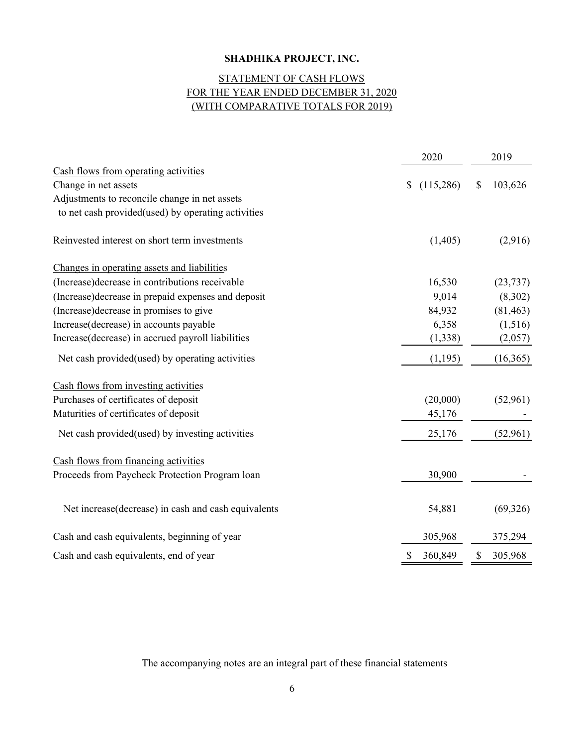# SHADHIKA PROJECT, INC.

## STATEMENT OF CASH FLOWS
## FOR THE YEAR ENDED DECEMBER 31, 2020
## (WITH COMPARATIVE TOTALS FOR 2019)

| | 2020 | 2019 |
|---|---|---|
| Cash flows from operating activities | | |
| Change in net assets | $ (115,286) | $ 103,626 |
| Adjustments to reconcile change in net assets to net cash provided(used) by operating activities | | |
| Reinvested interest on short term investments | (1,405) | (2,916) |
| Changes in operating assets and liabilities | | |
| (Increase)decrease in contributions receivable | 16,530 | (23,737) |
| (Increase)decrease in prepaid expenses and deposit | 9,014 | (8,302) |
| (Increase)decrease in promises to give | 84,932 | (81,463) |
| Increase(decrease) in accounts payable | 6,358 | (1,516) |
| Increase(decrease) in accrued payroll liabilities | (1,338) | (2,057) |
| Net cash provided(used) by operating activities | (1,195) | (16,365) |
| Cash flows from investing activities | | |
| Purchases of certificates of deposit | (20,000) | (52,961) |
| Maturities of certificates of deposit | 45,176 | - |
| Net cash provided(used) by investing activities | 25,176 | (52,961) |
| Cash flows from financing activities | | |
| Proceeds from Paycheck Protection Program loan | 30,900 | - |
| Net increase(decrease) in cash and cash equivalents | 54,881 | (69,326) |
| Cash and cash equivalents, beginning of year | 305,968 | 375,294 |
| Cash and cash equivalents, end of year | $ 360,849 | $ 305,968 |

The accompanying notes are an integral part of these financial statements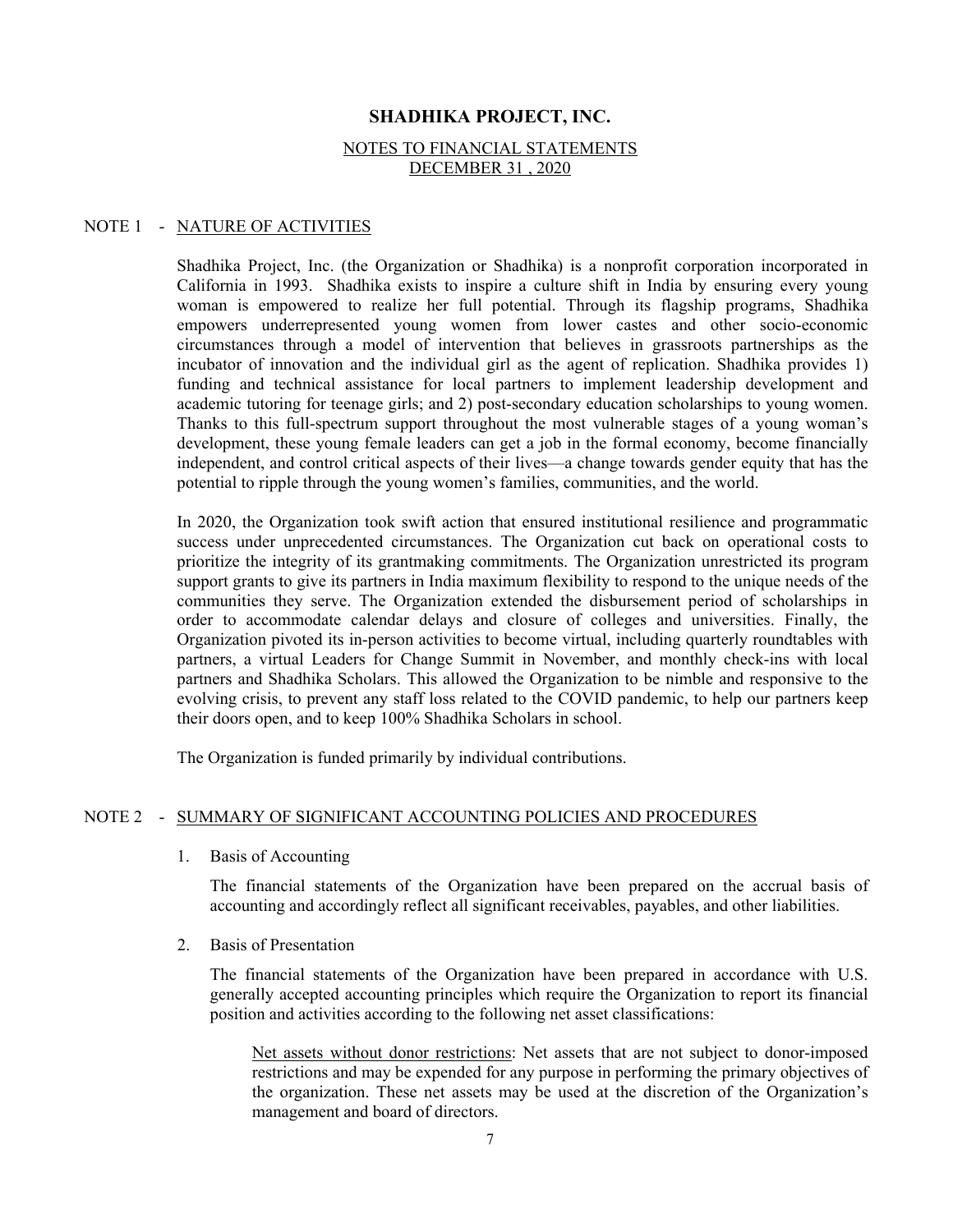# SHADHIKA PROJECT, INC.

## NOTES TO FINANCIAL STATEMENTS
## DECEMBER 31 , 2020

### NOTE 1 - NATURE OF ACTIVITIES

Shadhika Project, Inc. (the Organization or Shadhika) is a nonprofit corporation incorporated in California in 1993. Shadhika exists to inspire a culture shift in India by ensuring every young woman is empowered to realize her full potential. Through its flagship programs, Shadhika empowers underrepresented young women from lower castes and other socio-economic circumstances through a model of intervention that believes in grassroots partnerships as the incubator of innovation and the individual girl as the agent of replication. Shadhika provides 1) funding and technical assistance for local partners to implement leadership development and academic tutoring for teenage girls; and 2) post-secondary education scholarships to young women. Thanks to this full-spectrum support throughout the most vulnerable stages of a young woman's development, these young female leaders can get a job in the formal economy, become financially independent, and control critical aspects of their lives—a change towards gender equity that has the potential to ripple through the young women's families, communities, and the world.

In 2020, the Organization took swift action that ensured institutional resilience and programmatic success under unprecedented circumstances. The Organization cut back on operational costs to prioritize the integrity of its grantmaking commitments. The Organization unrestricted its program support grants to give its partners in India maximum flexibility to respond to the unique needs of the communities they serve. The Organization extended the disbursement period of scholarships in order to accommodate calendar delays and closure of colleges and universities. Finally, the Organization pivoted its in-person activities to become virtual, including quarterly roundtables with partners, a virtual Leaders for Change Summit in November, and monthly check-ins with local partners and Shadhika Scholars. This allowed the Organization to be nimble and responsive to the evolving crisis, to prevent any staff loss related to the COVID pandemic, to help our partners keep their doors open, and to keep 100% Shadhika Scholars in school.

The Organization is funded primarily by individual contributions.

### NOTE 2 - SUMMARY OF SIGNIFICANT ACCOUNTING POLICIES AND PROCEDURES

1. Basis of Accounting

   The financial statements of the Organization have been prepared on the accrual basis of accounting and accordingly reflect all significant receivables, payables, and other liabilities.

2. Basis of Presentation

   The financial statements of the Organization have been prepared in accordance with U.S. generally accepted accounting principles which require the Organization to report its financial position and activities according to the following net asset classifications:

   Net assets without donor restrictions: Net assets that are not subject to donor-imposed restrictions and may be expended for any purpose in performing the primary objectives of the organization. These net assets may be used at the discretion of the Organization's management and board of directors.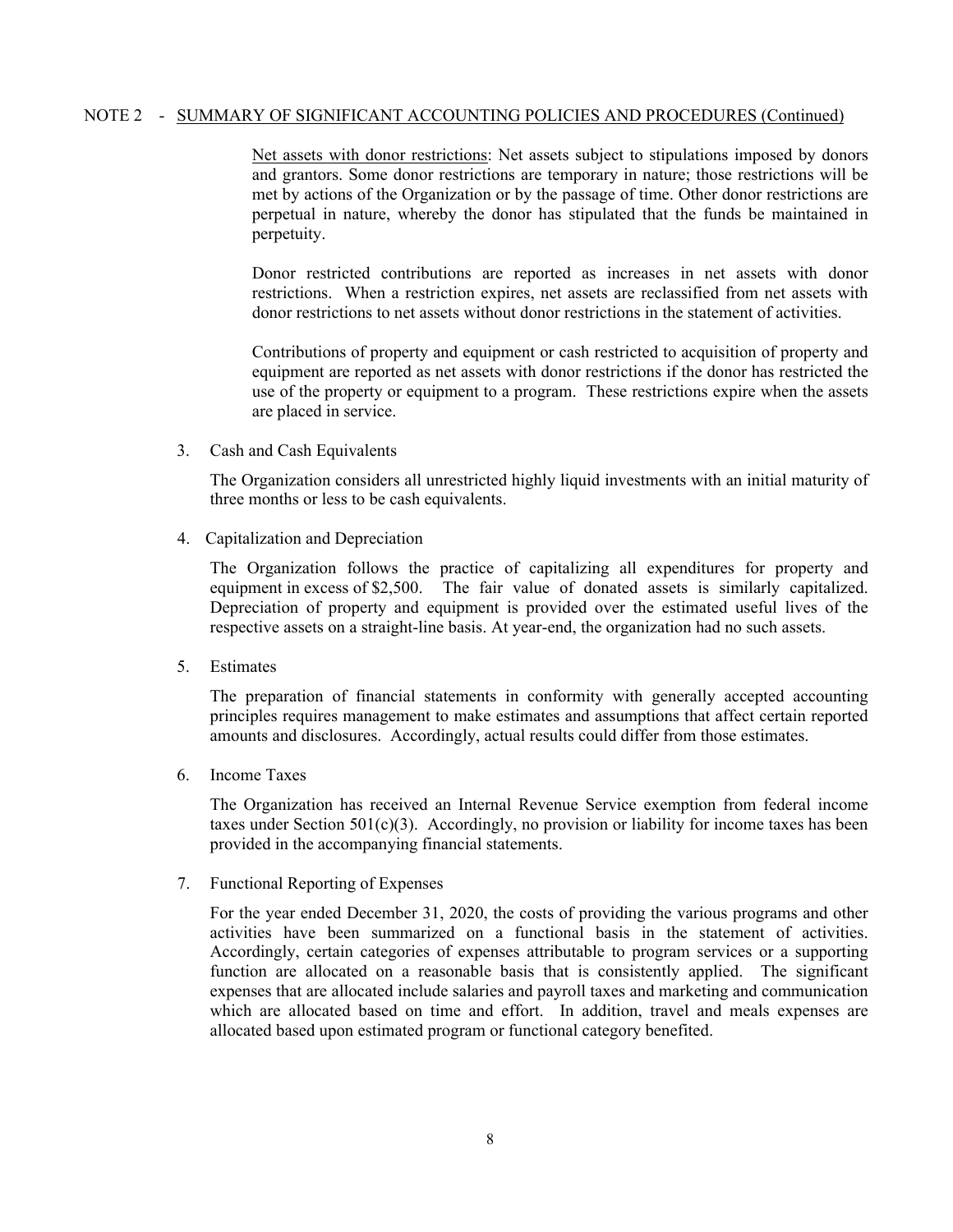NOTE 2 - SUMMARY OF SIGNIFICANT ACCOUNTING POLICIES AND PROCEDURES (Continued)

Net assets with donor restrictions: Net assets subject to stipulations imposed by donors and grantors. Some donor restrictions are temporary in nature; those restrictions will be met by actions of the Organization or by the passage of time. Other donor restrictions are perpetual in nature, whereby the donor has stipulated that the funds be maintained in perpetuity.

Donor restricted contributions are reported as increases in net assets with donor restrictions. When a restriction expires, net assets are reclassified from net assets with donor restrictions to net assets without donor restrictions in the statement of activities.

Contributions of property and equipment or cash restricted to acquisition of property and equipment are reported as net assets with donor restrictions if the donor has restricted the use of the property or equipment to a program. These restrictions expire when the assets are placed in service.

3. Cash and Cash Equivalents

   The Organization considers all unrestricted highly liquid investments with an initial maturity of three months or less to be cash equivalents.

4. Capitalization and Depreciation

   The Organization follows the practice of capitalizing all expenditures for property and equipment in excess of $2,500. The fair value of donated assets is similarly capitalized. Depreciation of property and equipment is provided over the estimated useful lives of the respective assets on a straight-line basis. At year-end, the organization had no such assets.

5. Estimates

   The preparation of financial statements in conformity with generally accepted accounting principles requires management to make estimates and assumptions that affect certain reported amounts and disclosures. Accordingly, actual results could differ from those estimates.

6. Income Taxes

   The Organization has received an Internal Revenue Service exemption from federal income taxes under Section 501(c)(3). Accordingly, no provision or liability for income taxes has been provided in the accompanying financial statements.

7. Functional Reporting of Expenses

   For the year ended December 31, 2020, the costs of providing the various programs and other activities have been summarized on a functional basis in the statement of activities. Accordingly, certain categories of expenses attributable to program services or a supporting function are allocated on a reasonable basis that is consistently applied. The significant expenses that are allocated include salaries and payroll taxes and marketing and communication which are allocated based on time and effort. In addition, travel and meals expenses are allocated based upon estimated program or functional category benefited.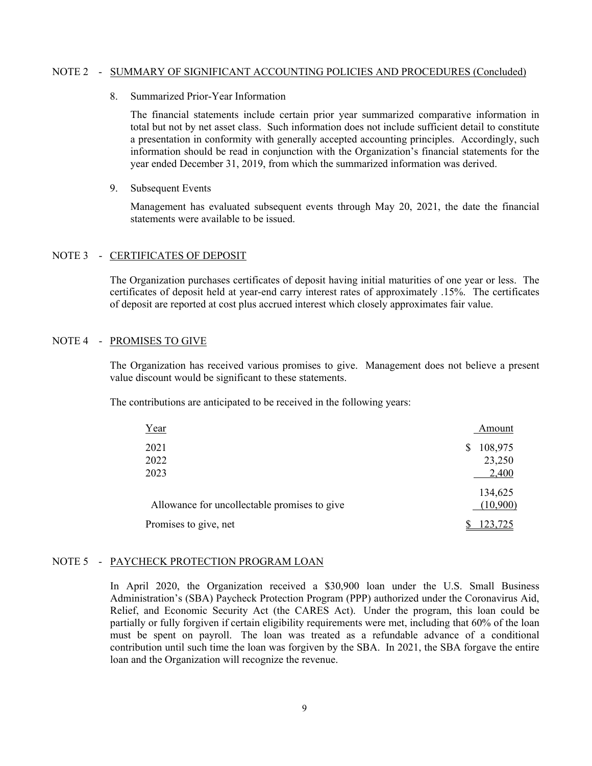## NOTE 2 - SUMMARY OF SIGNIFICANT ACCOUNTING POLICIES AND PROCEDURES (Concluded)

8. Summarized Prior-Year Information

   The financial statements include certain prior year summarized comparative information in total but not by net asset class. Such information does not include sufficient detail to constitute a presentation in conformity with generally accepted accounting principles. Accordingly, such information should be read in conjunction with the Organization's financial statements for the year ended December 31, 2019, from which the summarized information was derived.

9. Subsequent Events

   Management has evaluated subsequent events through May 20, 2021, the date the financial statements were available to be issued.

## NOTE 3 - CERTIFICATES OF DEPOSIT

The Organization purchases certificates of deposit having initial maturities of one year or less. The certificates of deposit held at year-end carry interest rates of approximately .15%. The certificates of deposit are reported at cost plus accrued interest which closely approximates fair value.

## NOTE 4 - PROMISES TO GIVE

The Organization has received various promises to give. Management does not believe a present value discount would be significant to these statements.

The contributions are anticipated to be received in the following years:

| Year | Amount |
|---|---|
| 2021 | $ 108,975 |
| 2022 | 23,250 |
| 2023 | 2,400 |
| | 134,625 |
| Allowance for uncollectable promises to give | (10,900) |
| Promises to give, net | $ 123,725 |

## NOTE 5 - PAYCHECK PROTECTION PROGRAM LOAN

In April 2020, the Organization received a $30,900 loan under the U.S. Small Business Administration's (SBA) Paycheck Protection Program (PPP) authorized under the Coronavirus Aid, Relief, and Economic Security Act (the CARES Act). Under the program, this loan could be partially or fully forgiven if certain eligibility requirements were met, including that 60% of the loan must be spent on payroll. The loan was treated as a refundable advance of a conditional contribution until such time the loan was forgiven by the SBA. In 2021, the SBA forgave the entire loan and the Organization will recognize the revenue.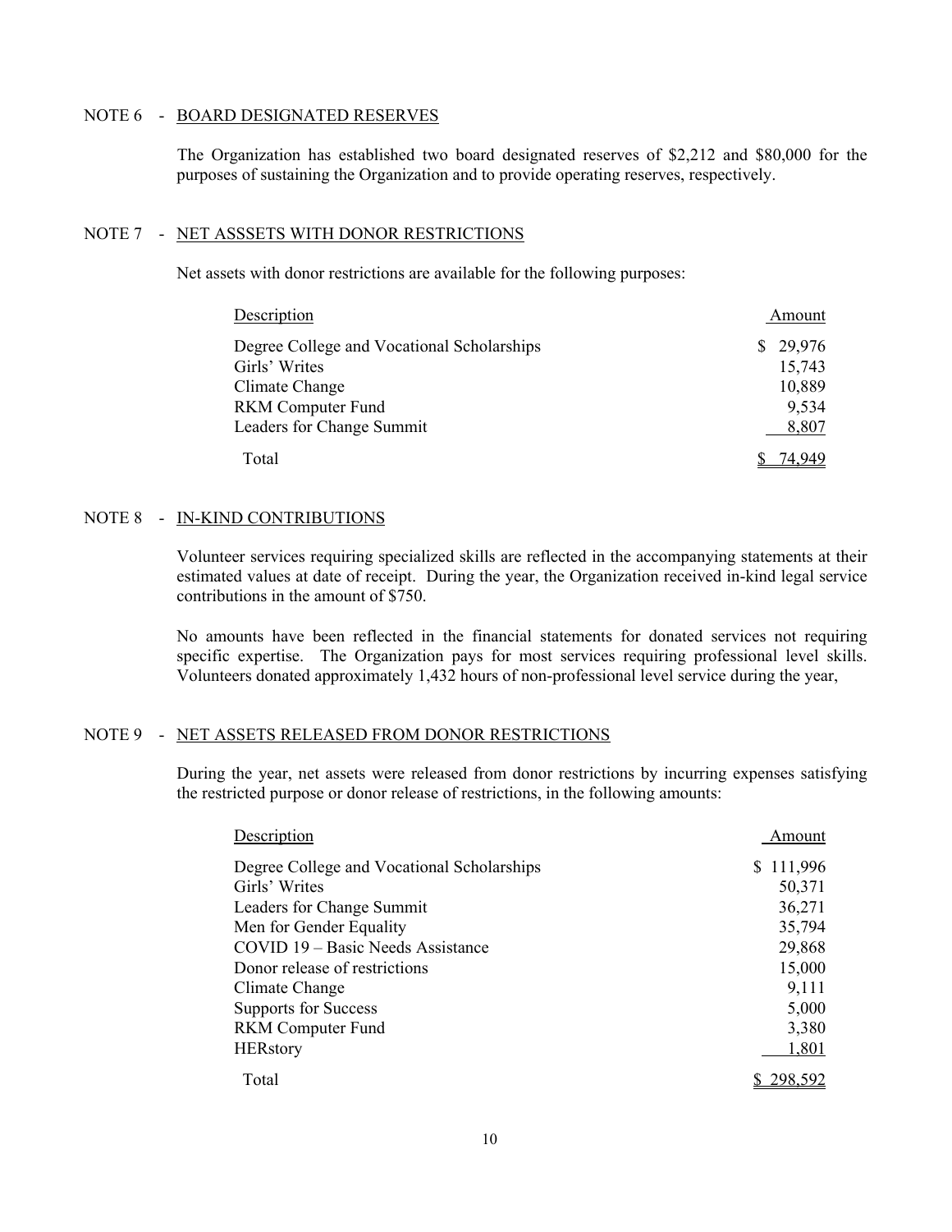## NOTE 6 - BOARD DESIGNATED RESERVES

The Organization has established two board designated reserves of $2,212 and $80,000 for the purposes of sustaining the Organization and to provide operating reserves, respectively.

## NOTE 7 - NET ASSSETS WITH DONOR RESTRICTIONS

Net assets with donor restrictions are available for the following purposes:

| Description | Amount |
|---|---|
| Degree College and Vocational Scholarships | $ 29,976 |
| Girls' Writes | 15,743 |
| Climate Change | 10,889 |
| RKM Computer Fund | 9,534 |
| Leaders for Change Summit | 8,807 |
| Total | $ 74,949 |

## NOTE 8 - IN-KIND CONTRIBUTIONS

Volunteer services requiring specialized skills are reflected in the accompanying statements at their estimated values at date of receipt. During the year, the Organization received in-kind legal service contributions in the amount of $750.

No amounts have been reflected in the financial statements for donated services not requiring specific expertise. The Organization pays for most services requiring professional level skills. Volunteers donated approximately 1,432 hours of non-professional level service during the year,

## NOTE 9 - NET ASSETS RELEASED FROM DONOR RESTRICTIONS

During the year, net assets were released from donor restrictions by incurring expenses satisfying the restricted purpose or donor release of restrictions, in the following amounts:

| Description | Amount |
|---|---|
| Degree College and Vocational Scholarships | $ 111,996 |
| Girls' Writes | 50,371 |
| Leaders for Change Summit | 36,271 |
| Men for Gender Equality | 35,794 |
| COVID 19 – Basic Needs Assistance | 29,868 |
| Donor release of restrictions | 15,000 |
| Climate Change | 9,111 |
| Supports for Success | 5,000 |
| RKM Computer Fund | 3,380 |
| HERstory | 1,801 |
| Total | $ 298,592 |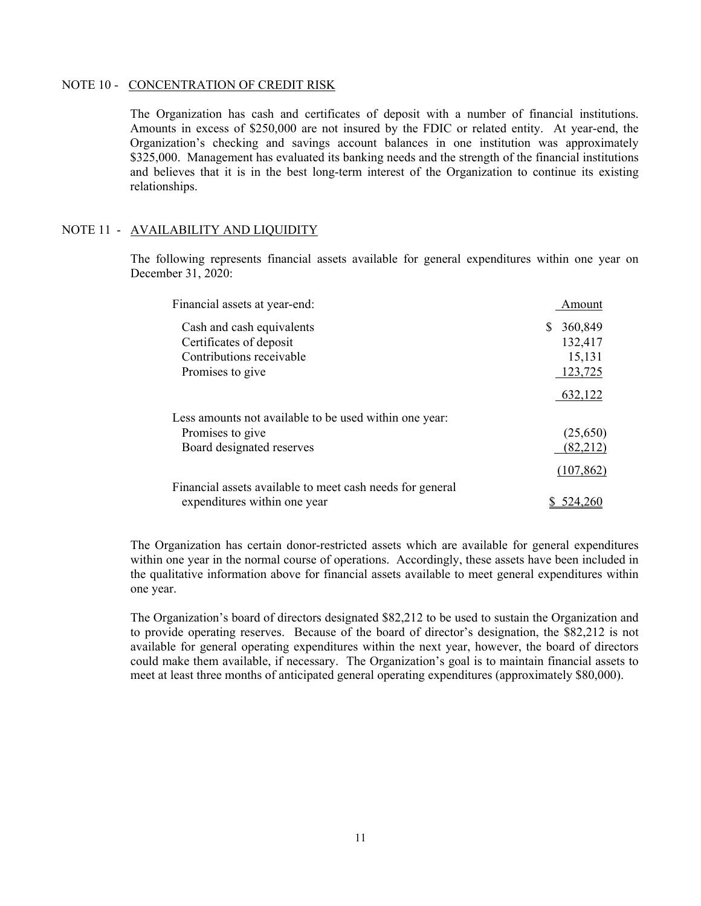## NOTE 10 - CONCENTRATION OF CREDIT RISK

The Organization has cash and certificates of deposit with a number of financial institutions. Amounts in excess of $250,000 are not insured by the FDIC or related entity. At year-end, the Organization's checking and savings account balances in one institution was approximately $325,000. Management has evaluated its banking needs and the strength of the financial institutions and believes that it is in the best long-term interest of the Organization to continue its existing relationships.

## NOTE 11 - AVAILABILITY AND LIQUIDITY

The following represents financial assets available for general expenditures within one year on December 31, 2020:

| Financial assets at year-end: | Amount |
|---|---|
| Cash and cash equivalents | $ 360,849 |
| Certificates of deposit | 132,417 |
| Contributions receivable | 15,131 |
| Promises to give | 123,725 |
| | 632,122 |
| Less amounts not available to be used within one year: | |
| Promises to give | (25,650) |
| Board designated reserves | (82,212) |
| | (107,862) |
| Financial assets available to meet cash needs for general expenditures within one year | $ 524,260 |

The Organization has certain donor-restricted assets which are available for general expenditures within one year in the normal course of operations. Accordingly, these assets have been included in the qualitative information above for financial assets available to meet general expenditures within one year.

The Organization's board of directors designated $82,212 to be used to sustain the Organization and to provide operating reserves. Because of the board of director's designation, the $82,212 is not available for general operating expenditures within the next year, however, the board of directors could make them available, if necessary. The Organization's goal is to maintain financial assets to meet at least three months of anticipated general operating expenditures (approximately $80,000).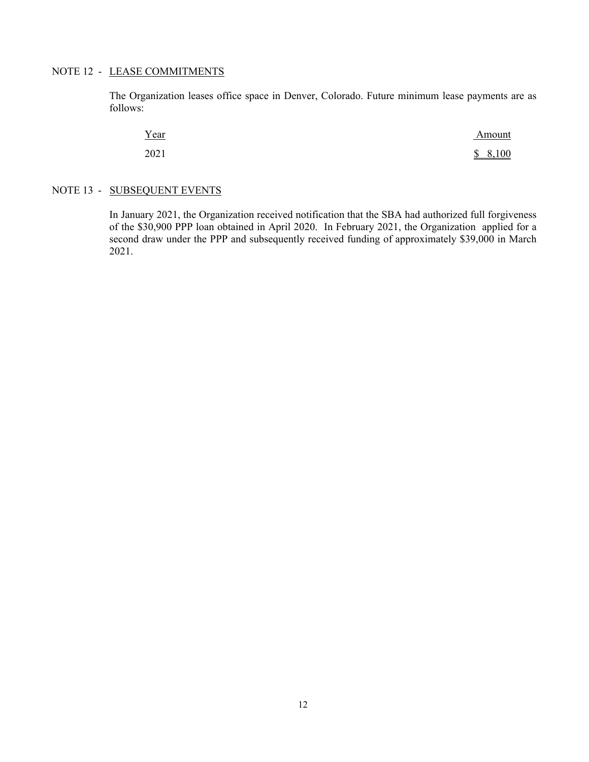## NOTE 12 - LEASE COMMITMENTS

The Organization leases office space in Denver, Colorado. Future minimum lease payments are as follows:

| Year | Amount |
|---|---|
| 2021 | $ 8,100 |

## NOTE 13 - SUBSEQUENT EVENTS

In January 2021, the Organization received notification that the SBA had authorized full forgiveness of the $30,900 PPP loan obtained in April 2020. In February 2021, the Organization applied for a second draw under the PPP and subsequently received funding of approximately $39,000 in March 2021.